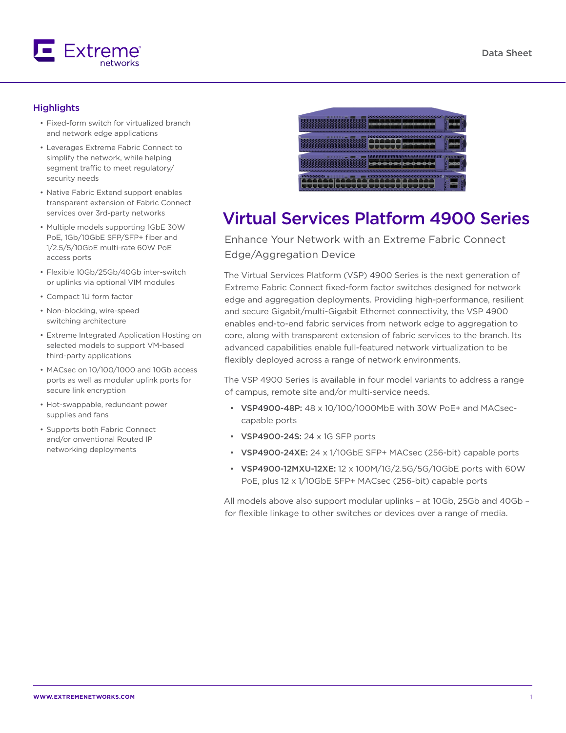Data Sheet

## Highlights

- Fixed-form switch for virtualized branch and network edge applications
- Leverages Extreme Fabric Connect to simplify the network, while helping segment traffic to meet regulatory/ security needs
- Native Fabric Extend support enables transparent extension of Fabric Connect services over 3rd-party networks
- Multiple models supporting 1GbE 30W PoE, 1Gb/10GbE SFP/SFP+ fiber and 1/2.5/5/10GbE multi-rate 60W PoE access ports
- Flexible 10Gb/25Gb/40Gb inter-switch or uplinks via optional VIM modules
- Compact 1U form factor
- Non-blocking, wire-speed switching architecture
- Extreme Integrated Application Hosting on selected models to support VM-based third-party applications
- MACsec on 10/100/1000 and 10Gb access ports as well as modular uplink ports for secure link encryption
- Hot-swappable, redundant power supplies and fans
- Supports both Fabric Connect and/or onventional Routed IP networking deployments

# Virtual Services Platform 4900 Series

## Enhance Your Network with an Extreme Fabric Connect Edge/Aggregation Device

The Virtual Services Platform (VSP) 4900 Series is the next generation of Extreme Fabric Connect fixed-form factor switches designed for network edge and aggregation deployments. Providing high-performance, resilient and secure Gigabit/multi-Gigabit Ethernet connectivity, the VSP 4900 enables end-to-end fabric services from network edge to aggregation to core, along with transparent extension of fabric services to the branch. Its advanced capabilities enable full-featured network virtualization to be flexibly deployed across a range of network environments.

The VSP 4900 Series is available in four model variants to address a range of campus, remote site and/or multi-service needs.

- **VSP4900-48P:** 48 x 10/100/1000MbE with 30W PoE+ and MACsec-capable ports
- **VSP4900-24S:** 24 x 1G SFP ports
- **VSP4900-24XE:** 24 x 1/10GbE SFP+ MACsec (256-bit) capable ports
- **VSP4900-12MXU-12XE:** 12 x 100M/1G/2.5G/5G/10GbE ports with 60W PoE, plus 12 x 1/10GbE SFP+ MACsec (256-bit) capable ports

All models above also support modular uplinks – at 10Gb, 25Gb and 40Gb – for flexible linkage to other switches or devices over a range of media.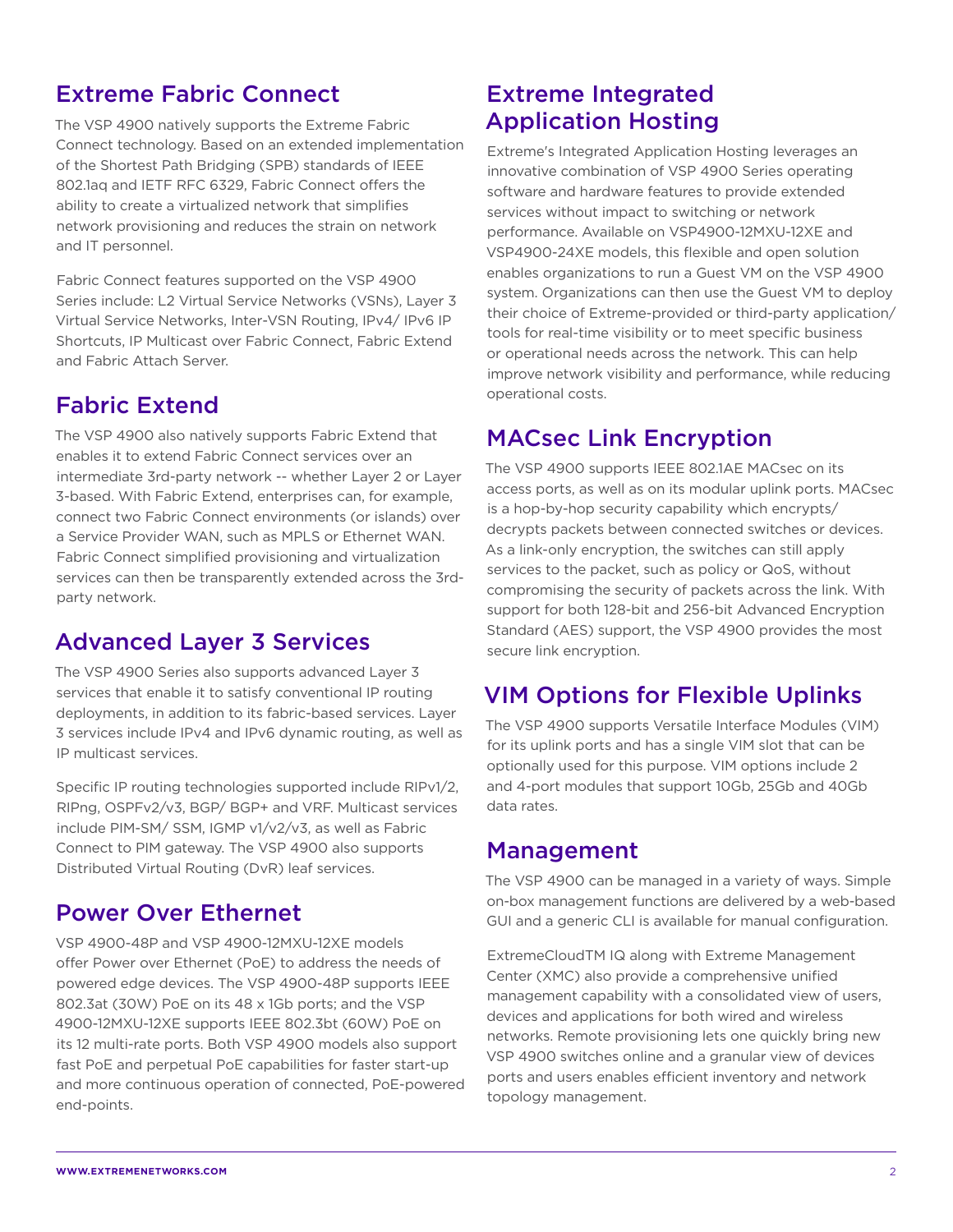## Extreme Fabric Connect

The VSP 4900 natively supports the Extreme Fabric Connect technology. Based on an extended implementation of the Shortest Path Bridging (SPB) standards of IEEE 802.1aq and IETF RFC 6329, Fabric Connect offers the ability to create a virtualized network that simplifies network provisioning and reduces the strain on network and IT personnel.

Fabric Connect features supported on the VSP 4900 Series include: L2 Virtual Service Networks (VSNs), Layer 3 Virtual Service Networks, Inter-VSN Routing, IPv4/ IPv6 IP Shortcuts, IP Multicast over Fabric Connect, Fabric Extend and Fabric Attach Server.

## Fabric Extend

The VSP 4900 also natively supports Fabric Extend that enables it to extend Fabric Connect services over an intermediate 3rd-party network -- whether Layer 2 or Layer 3-based. With Fabric Extend, enterprises can, for example, connect two Fabric Connect environments (or islands) over a Service Provider WAN, such as MPLS or Ethernet WAN. Fabric Connect simplified provisioning and virtualization services can then be transparently extended across the 3rd-party network.

## Advanced Layer 3 Services

The VSP 4900 Series also supports advanced Layer 3 services that enable it to satisfy conventional IP routing deployments, in addition to its fabric-based services. Layer 3 services include IPv4 and IPv6 dynamic routing, as well as IP multicast services.

Specific IP routing technologies supported include RIPv1/2, RIPng, OSPFv2/v3, BGP/ BGP+ and VRF. Multicast services include PIM-SM/ SSM, IGMP v1/v2/v3, as well as Fabric Connect to PIM gateway. The VSP 4900 also supports Distributed Virtual Routing (DvR) leaf services.

## Power Over Ethernet

VSP 4900-48P and VSP 4900-12MXU-12XE models offer Power over Ethernet (PoE) to address the needs of powered edge devices. The VSP 4900-48P supports IEEE 802.3at (30W) PoE on its 48 x 1Gb ports; and the VSP 4900-12MXU-12XE supports IEEE 802.3bt (60W) PoE on its 12 multi-rate ports. Both VSP 4900 models also support fast PoE and perpetual PoE capabilities for faster start-up and more continuous operation of connected, PoE-powered end-points.

## Extreme Integrated Application Hosting

Extreme's Integrated Application Hosting leverages an innovative combination of VSP 4900 Series operating software and hardware features to provide extended services without impact to switching or network performance. Available on VSP4900-12MXU-12XE and VSP4900-24XE models, this flexible and open solution enables organizations to run a Guest VM on the VSP 4900 system. Organizations can then use the Guest VM to deploy their choice of Extreme-provided or third-party application/ tools for real-time visibility or to meet specific business or operational needs across the network. This can help improve network visibility and performance, while reducing operational costs.

## MACsec Link Encryption

The VSP 4900 supports IEEE 802.1AE MACsec on its access ports, as well as on its modular uplink ports. MACsec is a hop-by-hop security capability which encrypts/ decrypts packets between connected switches or devices. As a link-only encryption, the switches can still apply services to the packet, such as policy or QoS, without compromising the security of packets across the link. With support for both 128-bit and 256-bit Advanced Encryption Standard (AES) support, the VSP 4900 provides the most secure link encryption.

## VIM Options for Flexible Uplinks

The VSP 4900 supports Versatile Interface Modules (VIM) for its uplink ports and has a single VIM slot that can be optionally used for this purpose. VIM options include 2 and 4-port modules that support 10Gb, 25Gb and 40Gb data rates.

## Management

The VSP 4900 can be managed in a variety of ways. Simple on-box management functions are delivered by a web-based GUI and a generic CLI is available for manual configuration.

ExtremeCloudTM IQ along with Extreme Management Center (XMC) also provide a comprehensive unified management capability with a consolidated view of users, devices and applications for both wired and wireless networks. Remote provisioning lets one quickly bring new VSP 4900 switches online and a granular view of devices ports and users enables efficient inventory and network topology management.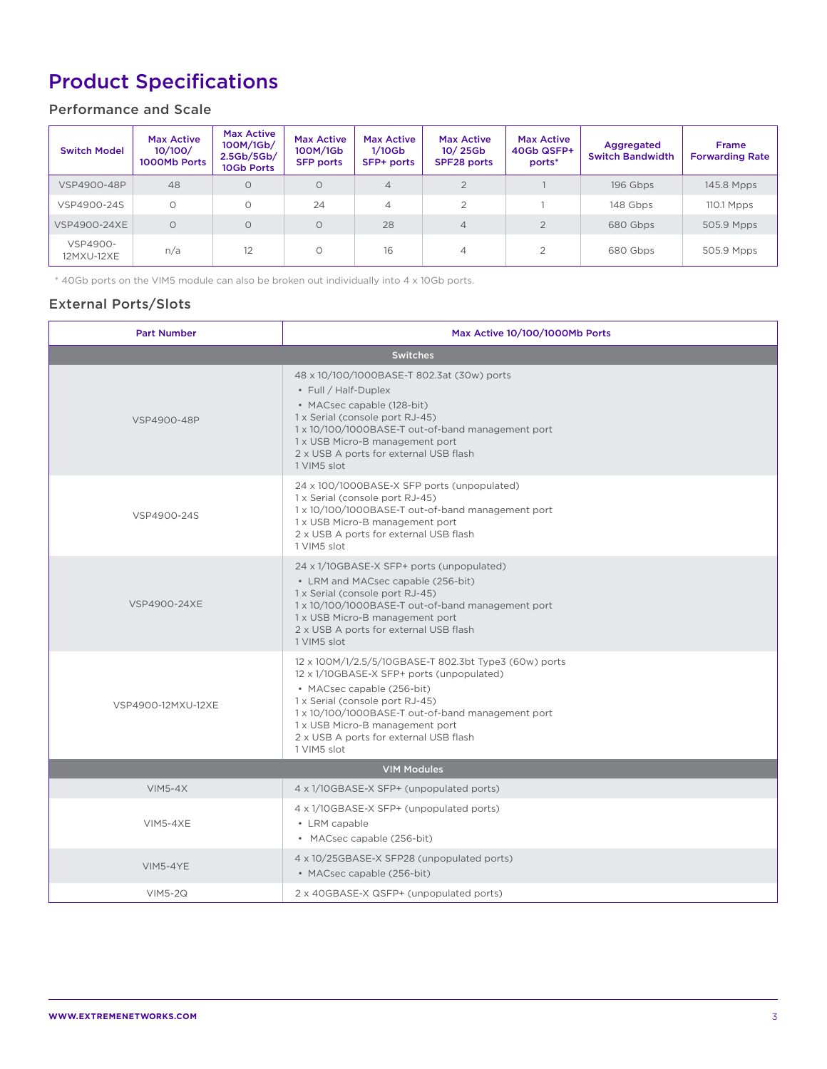# Product Specifications

## Performance and Scale

| Switch Model | Max Active 10/100/ 1000Mb Ports | Max Active 100M/1Gb/ 2.5Gb/5Gb/ 10Gb Ports | Max Active 100M/1Gb SFP ports | Max Active 1/10Gb SFP+ ports | Max Active 10/ 25Gb SPF28 ports | Max Active 40Gb QSFP+ ports* | Aggregated Switch Bandwidth | Frame Forwarding Rate |
|---|---|---|---|---|---|---|---|---|
| VSP4900-48P | 48 | 0 | 0 | 4 | 2 | 1 | 196 Gbps | 145.8 Mpps |
| VSP4900-24S | 0 | 0 | 24 | 4 | 2 | 1 | 148 Gbps | 110.1 Mpps |
| VSP4900-24XE | 0 | 0 | 0 | 28 | 4 | 2 | 680 Gbps | 505.9 Mpps |
| VSP4900-12MXU-12XE | n/a | 12 | 0 | 16 | 4 | 2 | 680 Gbps | 505.9 Mpps |

* 40Gb ports on the VIM5 module can also be broken out individually into 4 x 10Gb ports.

## External Ports/Slots

| Part Number | Max Active 10/100/1000Mb Ports |
|---|---|
| **Switches** | |
| VSP4900-48P | 48 x 10/100/1000BASE-T 802.3at (30w) ports<br>• Full / Half-Duplex<br>• MACsec capable (128-bit)<br>1 x Serial (console port RJ-45)<br>1 x 10/100/1000BASE-T out-of-band management port<br>1 x USB Micro-B management port<br>2 x USB A ports for external USB flash<br>1 VIM5 slot |
| VSP4900-24S | 24 x 100/1000BASE-X SFP ports (unpopulated)<br>1 x Serial (console port RJ-45)<br>1 x 10/100/1000BASE-T out-of-band management port<br>1 x USB Micro-B management port<br>2 x USB A ports for external USB flash<br>1 VIM5 slot |
| VSP4900-24XE | 24 x 1/10GBASE-X SFP+ ports (unpopulated)<br>• LRM and MACsec capable (256-bit)<br>1 x Serial (console port RJ-45)<br>1 x 10/100/1000BASE-T out-of-band management port<br>1 x USB Micro-B management port<br>2 x USB A ports for external USB flash<br>1 VIM5 slot |
| VSP4900-12MXU-12XE | 12 x 100M/1/2.5/5/10GBASE-T 802.3bt Type3 (60w) ports<br>12 x 1/10GBASE-X SFP+ ports (unpopulated)<br>• MACsec capable (256-bit)<br>1 x Serial (console port RJ-45)<br>1 x 10/100/1000BASE-T out-of-band management port<br>1 x USB Micro-B management port<br>2 x USB A ports for external USB flash<br>1 VIM5 slot |
| **VIM Modules** | |
| VIM5-4X | 4 x 1/10GBASE-X SFP+ (unpopulated ports) |
| VIM5-4XE | 4 x 1/10GBASE-X SFP+ (unpopulated ports)<br>• LRM capable<br>• MACsec capable (256-bit) |
| VIM5-4YE | 4 x 10/25GBASE-X SFP28 (unpopulated ports)<br>• MACsec capable (256-bit) |
| VIM5-2Q | 2 x 40GBASE-X QSFP+ (unpopulated ports) |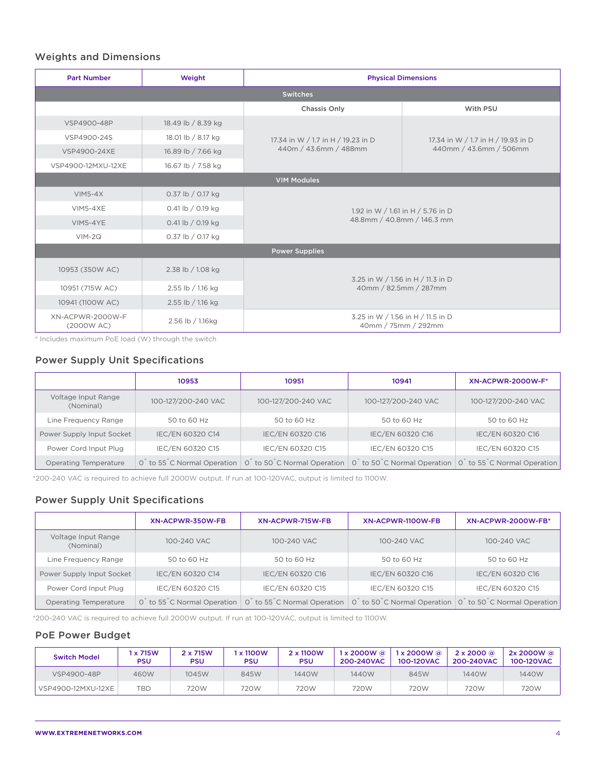## Weights and Dimensions

| Part Number | Weight | Physical Dimensions | |
|---|---|---|---|
| **Switches** | | | |
| | | Chassis Only | With PSU |
| VSP4900-48P | 18.49 lb / 8.39 kg | 17.34 in W / 1.7 in H / 19.23 in D<br>440m / 43.6mm / 488mm | 17.34 in W / 1.7 in H / 19.93 in D<br>440mm / 43.6mm / 506mm |
| VSP4900-24S | 18.01 lb / 8.17 kg | | |
| VSP4900-24XE | 16.89 lb / 7.66 kg | | |
| VSP4900-12MXU-12XE | 16.67 lb / 7.58 kg | | |
| **VIM Modules** | | | |
| VIM5-4X | 0.37 lb / 0.17 kg | 1.92 in W / 1.61 in H / 5.76 in D<br>48.8mm / 40.8mm / 146.3 mm | |
| VIM5-4XE | 0.41 lb / 0.19 kg | | |
| VIM5-4YE | 0.41 lb / 0.19 kg | | |
| VIM-2Q | 0.37 lb / 0.17 kg | | |
| **Power Supplies** | | | |
| 10953 (350W AC) | 2.38 lb / 1.08 kg | 3.25 in W / 1.56 in H / 11.3 in D<br>40mm / 82.5mm / 287mm | |
| 10951 (715W AC) | 2.55 lb / 1.16 kg | | |
| 10941 (1100W AC) | 2.55 lb / 1.16 kg | | |
| XN-ACPWR-2000W-F (2000W AC) | 2.56 lb / 1.16kg | 3.25 in W / 1.56 in H / 11.5 in D<br>40mm / 75mm / 292mm | |

* Includes maximum PoE load (W) through the switch

## Power Supply Unit Specifications

| | 10953 | 10951 | 10941 | XN-ACPWR-2000W-F* |
|---|---|---|---|---|
| Voltage Input Range (Nominal) | 100-127/200-240 VAC | 100-127/200-240 VAC | 100-127/200-240 VAC | 100-127/200-240 VAC |
| Line Frequency Range | 50 to 60 Hz | 50 to 60 Hz | 50 to 60 Hz | 50 to 60 Hz |
| Power Supply Input Socket | IEC/EN 60320 C14 | IEC/EN 60320 C16 | IEC/EN 60320 C16 | IEC/EN 60320 C16 |
| Power Cord Input Plug | IEC/EN 60320 C15 | IEC/EN 60320 C15 | IEC/EN 60320 C15 | IEC/EN 60320 C15 |
| Operating Temperature | 0° to 55°C Normal Operation | 0° to 50°C Normal Operation | 0° to 50°C Normal Operation | 0° to 55°C Normal Operation |

*200-240 VAC is required to achieve full 2000W output. If run at 100-120VAC, output is limited to 1100W.

## Power Supply Unit Specifications

| | XN-ACPWR-350W-FB | XN-ACPWR-715W-FB | XN-ACPWR-1100W-FB | XN-ACPWR-2000W-FB* |
|---|---|---|---|---|
| Voltage Input Range (Nominal) | 100-240 VAC | 100-240 VAC | 100-240 VAC | 100-240 VAC |
| Line Frequency Range | 50 to 60 Hz | 50 to 60 Hz | 50 to 60 Hz | 50 to 60 Hz |
| Power Supply Input Socket | IEC/EN 60320 C14 | IEC/EN 60320 C16 | IEC/EN 60320 C16 | IEC/EN 60320 C16 |
| Power Cord Input Plug | IEC/EN 60320 C15 | IEC/EN 60320 C15 | IEC/EN 60320 C15 | IEC/EN 60320 C15 |
| Operating Temperature | 0° to 55°C Normal Operation | 0° to 55°C Normal Operation | 0° to 50°C Normal Operation | 0° to 50°C Normal Operation |

*200-240 VAC is required to achieve full 2000W output. If run at 100-120VAC, output is limited to 1100W.

## PoE Power Budget

| Switch Model | 1 x 715W PSU | 2 x 715W PSU | 1 x 1100W PSU | 2 x 1100W PSU | 1 x 2000W @ 200-240VAC | 1 x 2000W @ 100-120VAC | 2 x 2000 @ 200-240VAC | 2x 2000W @ 100-120VAC |
|---|---|---|---|---|---|---|---|---|
| VSP4900-48P | 460W | 1045W | 845W | 1440W | 1440W | 845W | 1440W | 1440W |
| VSP4900-12MXU-12XE | TBD | 720W | 720W | 720W | 720W | 720W | 720W | 720W |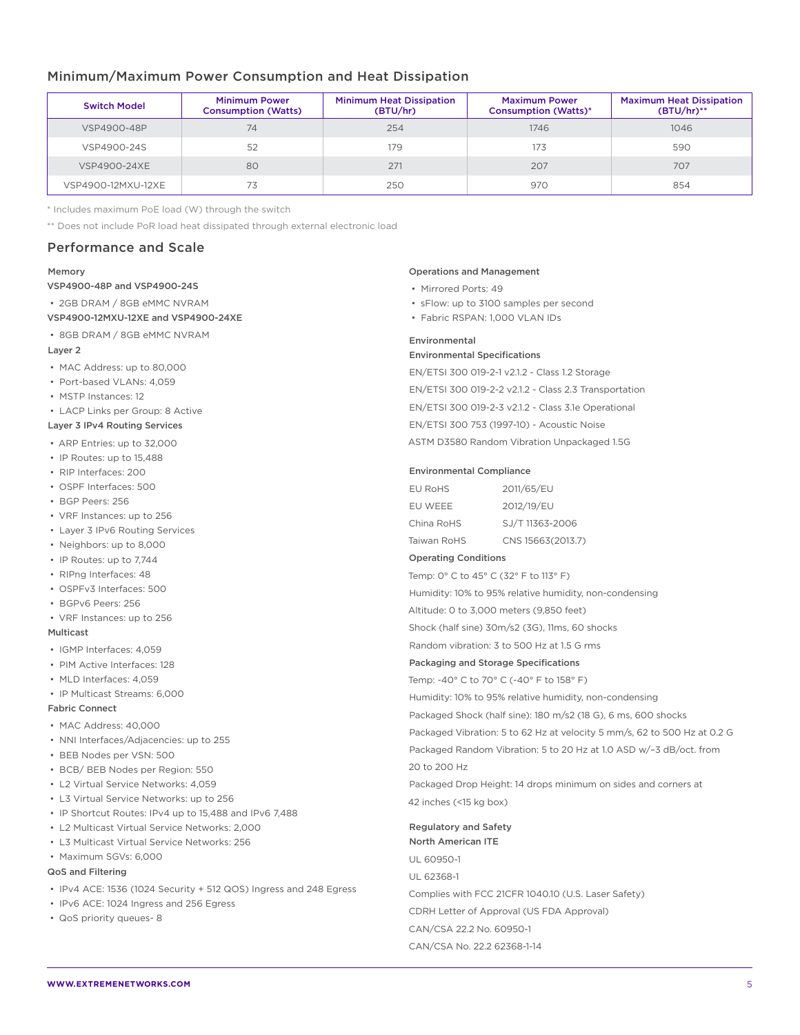## Minimum/Maximum Power Consumption and Heat Dissipation

| Switch Model | Minimum Power Consumption (Watts) | Minimum Heat Dissipation (BTU/hr) | Maximum Power Consumption (Watts)* | Maximum Heat Dissipation (BTU/hr)** |
|---|---|---|---|---|
| VSP4900-48P | 74 | 254 | 1746 | 1046 |
| VSP4900-24S | 52 | 179 | 173 | 590 |
| VSP4900-24XE | 80 | 271 | 207 | 707 |
| VSP4900-12MXU-12XE | 73 | 250 | 970 | 854 |

* Includes maximum PoE load (W) through the switch

** Does not include PoR load heat dissipated through external electronic load

## Performance and Scale

### Memory

**VSP4900-48P and VSP4900-24S**

- 2GB DRAM / 8GB eMMC NVRAM

**VSP4900-12MXU-12XE and VSP4900-24XE**

- 8GB DRAM / 8GB eMMC NVRAM

### Layer 2

- MAC Address: up to 80,000
- Port-based VLANs: 4,059
- MSTP Instances: 12
- LACP Links per Group: 8 Active

### Layer 3 IPv4 Routing Services

- ARP Entries: up to 32,000
- IP Routes: up to 15,488
- RIP Interfaces: 200
- OSPF Interfaces: 500
- BGP Peers: 256
- VRF Instances: up to 256
- Layer 3 IPv6 Routing Services
- Neighbors: up to 8,000
- IP Routes: up to 7,744
- RIPng Interfaces: 48
- OSPFv3 Interfaces: 500
- BGPv6 Peers: 256
- VRF Instances: up to 256

### Multicast

- IGMP Interfaces: 4,059
- PIM Active Interfaces: 128
- MLD Interfaces: 4,059
- IP Multicast Streams: 6,000

### Fabric Connect

- MAC Address: 40,000
- NNI Interfaces/Adjacencies: up to 255
- BEB Nodes per VSN: 500
- BCB/ BEB Nodes per Region: 550
- L2 Virtual Service Networks: 4,059
- L3 Virtual Service Networks: up to 256
- IP Shortcut Routes: IPv4 up to 15,488 and IPv6 7,488
- L2 Multicast Virtual Service Networks: 2,000
- L3 Multicast Virtual Service Networks: 256
- Maximum SGVs: 6,000

### QoS and Filtering

- IPv4 ACE: 1536 (1024 Security + 512 QOS) Ingress and 248 Egress
- IPv6 ACE: 1024 Ingress and 256 Egress
- QoS priority queues- 8

### Operations and Management

- Mirrored Ports: 49
- sFlow: up to 3100 samples per second
- Fabric RSPAN: 1,000 VLAN IDs

### Environmental

**Environmental Specifications**

EN/ETSI 300 019-2-1 v2.1.2 - Class 1.2 Storage

EN/ETSI 300 019-2-2 v2.1.2 - Class 2.3 Transportation

EN/ETSI 300 019-2-3 v2.1.2 - Class 3.1e Operational

EN/ETSI 300 753 (1997-10) - Acoustic Noise

ASTM D3580 Random Vibration Unpackaged 1.5G

**Environmental Compliance**

| | |
|---|---|
| EU RoHS | 2011/65/EU |
| EU WEEE | 2012/19/EU |
| China RoHS | SJ/T 11363-2006 |
| Taiwan RoHS | CNS 15663(2013.7) |

**Operating Conditions**

Temp: 0° C to 45° C (32° F to 113° F)

Humidity: 10% to 95% relative humidity, non-condensing

Altitude: 0 to 3,000 meters (9,850 feet)

Shock (half sine) 30m/s2 (3G), 11ms, 60 shocks

Random vibration: 3 to 500 Hz at 1.5 G rms

**Packaging and Storage Specifications**

Temp: -40° C to 70° C (-40° F to 158° F)

Humidity: 10% to 95% relative humidity, non-condensing

Packaged Shock (half sine): 180 m/s2 (18 G), 6 ms, 600 shocks

Packaged Vibration: 5 to 62 Hz at velocity 5 mm/s, 62 to 500 Hz at 0.2 G

Packaged Random Vibration: 5 to 20 Hz at 1.0 ASD w/–3 dB/oct. from 20 to 200 Hz

Packaged Drop Height: 14 drops minimum on sides and corners at 42 inches (<15 kg box)

### Regulatory and Safety

**North American ITE**

UL 60950-1

UL 62368-1

Complies with FCC 21CFR 1040.10 (U.S. Laser Safety)

CDRH Letter of Approval (US FDA Approval)

CAN/CSA 22.2 No. 60950-1

CAN/CSA No. 22.2 62368-1-14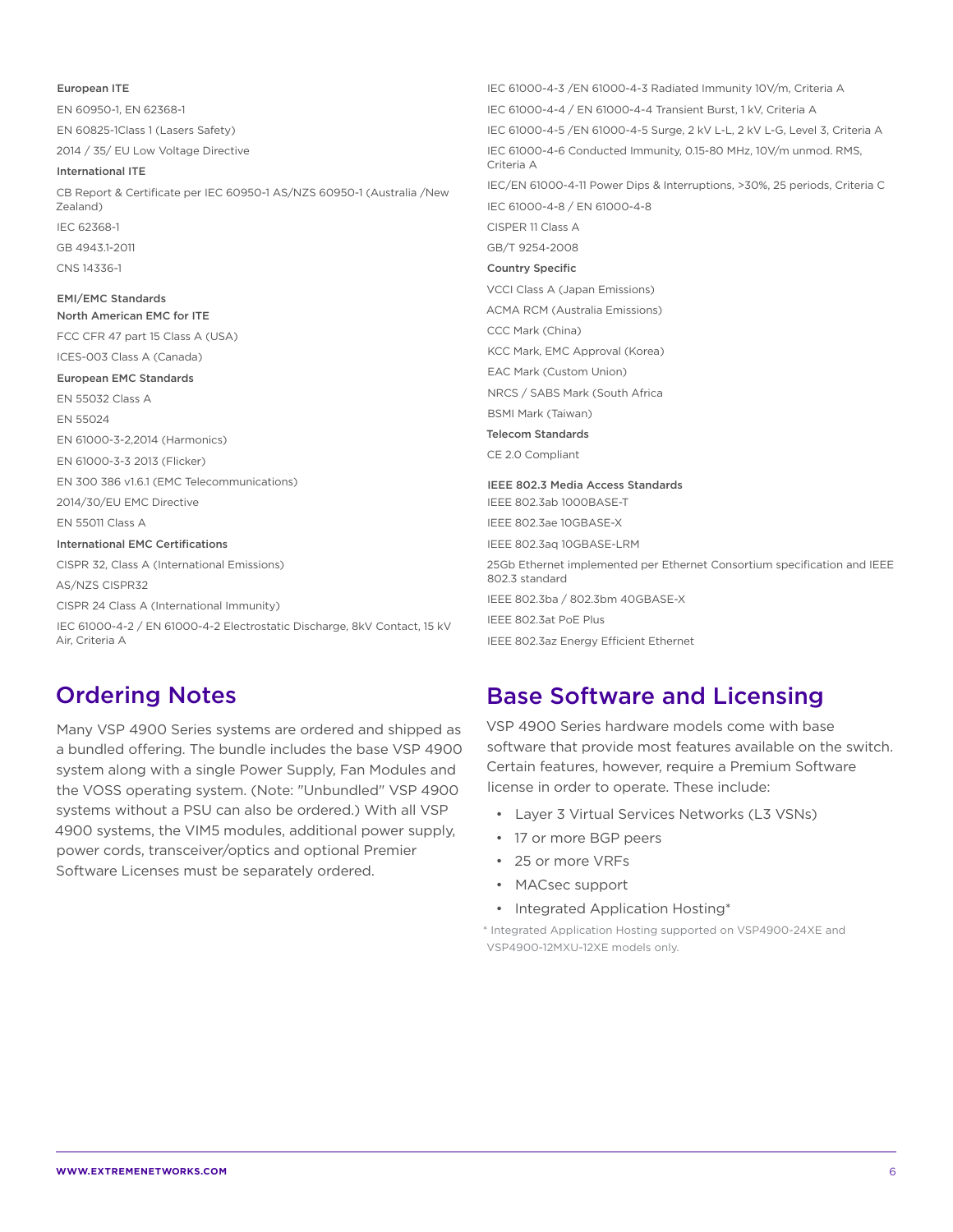**European ITE**

EN 60950-1, EN 62368-1

EN 60825-1Class 1 (Lasers Safety)

2014 / 35/ EU Low Voltage Directive

**International ITE**

CB Report & Certificate per IEC 60950-1 AS/NZS 60950-1 (Australia /New Zealand)

IEC 62368-1

GB 4943.1-2011

CNS 14336-1

**EMI/EMC Standards**

**North American EMC for ITE**

FCC CFR 47 part 15 Class A (USA)

ICES-003 Class A (Canada)

**European EMC Standards**

EN 55032 Class A

EN 55024

EN 61000-3-2,2014 (Harmonics)

EN 61000-3-3 2013 (Flicker)

EN 300 386 v1.6.1 (EMC Telecommunications)

2014/30/EU EMC Directive

EN 55011 Class A

**International EMC Certifications**

CISPR 32, Class A (International Emissions)

AS/NZS CISPR32

CISPR 24 Class A (International Immunity)

IEC 61000-4-2 / EN 61000-4-2 Electrostatic Discharge, 8kV Contact, 15 kV Air, Criteria A

IEC 61000-4-3 /EN 61000-4-3 Radiated Immunity 10V/m, Criteria A

IEC 61000-4-4 / EN 61000-4-4 Transient Burst, 1 kV, Criteria A

IEC 61000-4-5 /EN 61000-4-5 Surge, 2 kV L-L, 2 kV L-G, Level 3, Criteria A

IEC 61000-4-6 Conducted Immunity, 0.15-80 MHz, 10V/m unmod. RMS, Criteria A

IEC/EN 61000-4-11 Power Dips & Interruptions, >30%, 25 periods, Criteria C

IEC 61000-4-8 / EN 61000-4-8

CISPER 11 Class A

GB/T 9254-2008

**Country Specific**

VCCI Class A (Japan Emissions)

ACMA RCM (Australia Emissions)

CCC Mark (China)

KCC Mark, EMC Approval (Korea)

EAC Mark (Custom Union)

NRCS / SABS Mark (South Africa

BSMI Mark (Taiwan)

**Telecom Standards**

CE 2.0 Compliant

**IEEE 802.3 Media Access Standards**

IEEE 802.3ab 1000BASE-T

IEEE 802.3ae 10GBASE-X

IEEE 802.3aq 10GBASE-LRM

25Gb Ethernet implemented per Ethernet Consortium specification and IEEE 802.3 standard

IEEE 802.3ba / 802.3bm 40GBASE-X

IEEE 802.3at PoE Plus

IEEE 802.3az Energy Efficient Ethernet

## Ordering Notes

Many VSP 4900 Series systems are ordered and shipped as a bundled offering. The bundle includes the base VSP 4900 system along with a single Power Supply, Fan Modules and the VOSS operating system. (Note: "Unbundled" VSP 4900 systems without a PSU can also be ordered.) With all VSP 4900 systems, the VIM5 modules, additional power supply, power cords, transceiver/optics and optional Premier Software Licenses must be separately ordered.

## Base Software and Licensing

VSP 4900 Series hardware models come with base software that provide most features available on the switch. Certain features, however, require a Premium Software license in order to operate. These include:

- Layer 3 Virtual Services Networks (L3 VSNs)
- 17 or more BGP peers
- 25 or more VRFs
- MACsec support
- Integrated Application Hosting*

* Integrated Application Hosting supported on VSP4900-24XE and VSP4900-12MXU-12XE models only.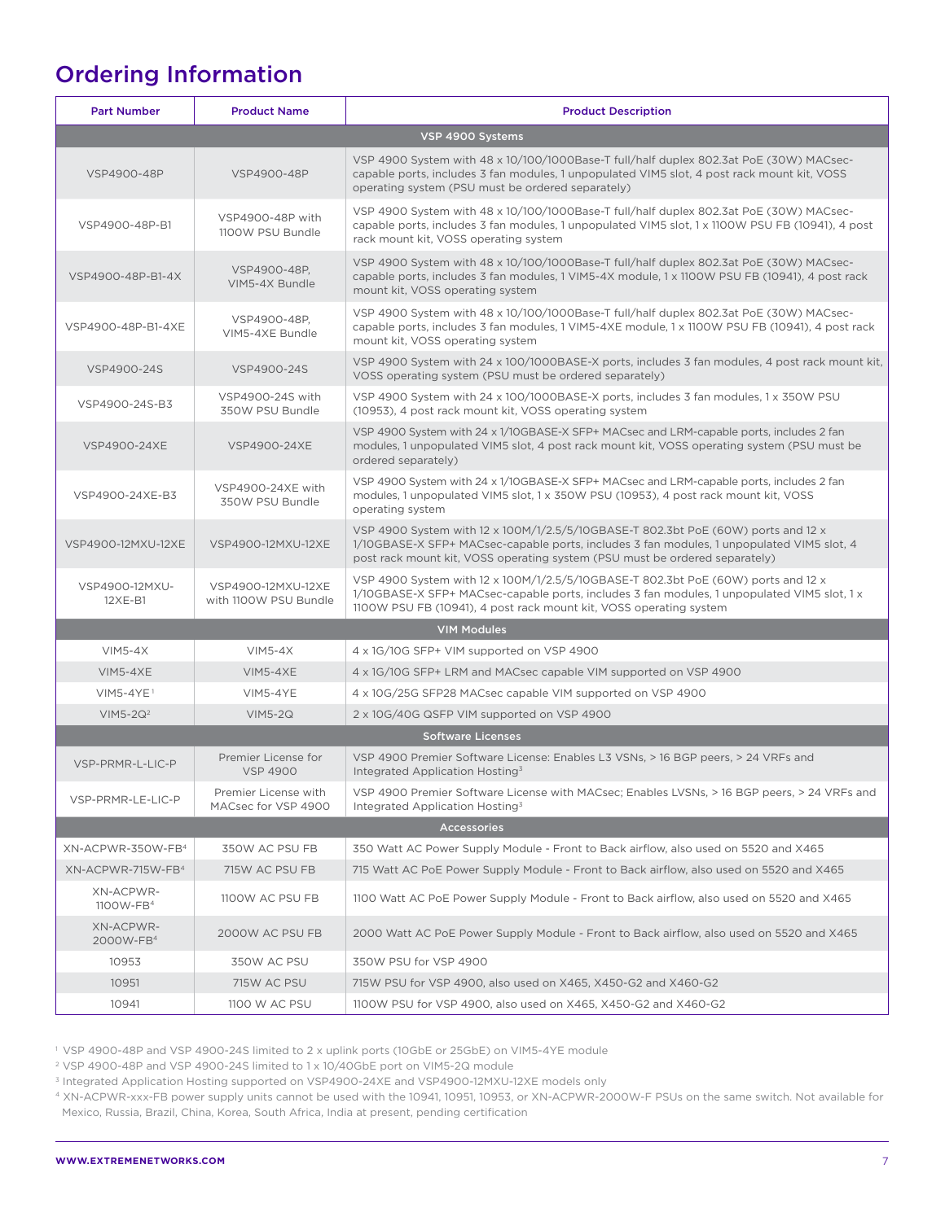## Ordering Information

| Part Number | Product Name | Product Description |
|---|---|---|
| **VSP 4900 Systems** | | |
| VSP4900-48P | VSP4900-48P | VSP 4900 System with 48 x 10/100/1000Base-T full/half duplex 802.3at PoE (30W) MACsec-capable ports, includes 3 fan modules, 1 unpopulated VIM5 slot, 4 post rack mount kit, VOSS operating system (PSU must be ordered separately) |
| VSP4900-48P-B1 | VSP4900-48P with 1100W PSU Bundle | VSP 4900 System with 48 x 10/100/1000Base-T full/half duplex 802.3at PoE (30W) MACsec-capable ports, includes 3 fan modules, 1 unpopulated VIM5 slot, 1 x 1100W PSU FB (10941), 4 post rack mount kit, VOSS operating system |
| VSP4900-48P-B1-4X | VSP4900-48P, VIM5-4X Bundle | VSP 4900 System with 48 x 10/100/1000Base-T full/half duplex 802.3at PoE (30W) MACsec-capable ports, includes 3 fan modules, 1 VIM5-4X module, 1 x 1100W PSU FB (10941), 4 post rack mount kit, VOSS operating system |
| VSP4900-48P-B1-4XE | VSP4900-48P, VIM5-4XE Bundle | VSP 4900 System with 48 x 10/100/1000Base-T full/half duplex 802.3at PoE (30W) MACsec-capable ports, includes 3 fan modules, 1 VIM5-4XE module, 1 x 1100W PSU FB (10941), 4 post rack mount kit, VOSS operating system |
| VSP4900-24S | VSP4900-24S | VSP 4900 System with 24 x 100/1000BASE-X ports, includes 3 fan modules, 4 post rack mount kit, VOSS operating system (PSU must be ordered separately) |
| VSP4900-24S-B3 | VSP4900-24S with 350W PSU Bundle | VSP 4900 System with 24 x 100/1000BASE-X ports, includes 3 fan modules, 1 x 350W PSU (10953), 4 post rack mount kit, VOSS operating system |
| VSP4900-24XE | VSP4900-24XE | VSP 4900 System with 24 x 1/10GBASE-X SFP+ MACsec and LRM-capable ports, includes 2 fan modules, 1 unpopulated VIM5 slot, 4 post rack mount kit, VOSS operating system (PSU must be ordered separately) |
| VSP4900-24XE-B3 | VSP4900-24XE with 350W PSU Bundle | VSP 4900 System with 24 x 1/10GBASE-X SFP+ MACsec and LRM-capable ports, includes 2 fan modules, 1 unpopulated VIM5 slot, 1 x 350W PSU (10953), 4 post rack mount kit, VOSS operating system |
| VSP4900-12MXU-12XE | VSP4900-12MXU-12XE | VSP 4900 System with 12 x 100M/1/2.5/5/10GBASE-T 802.3bt PoE (60W) ports and 12 x 1/10GBASE-X SFP+ MACsec-capable ports, includes 3 fan modules, 1 unpopulated VIM5 slot, 4 post rack mount kit, VOSS operating system (PSU must be ordered separately) |
| VSP4900-12MXU-12XE-B1 | VSP4900-12MXU-12XE with 1100W PSU Bundle | VSP 4900 System with 12 x 100M/1/2.5/5/10GBASE-T 802.3bt PoE (60W) ports and 12 x 1/10GBASE-X SFP+ MACsec-capable ports, includes 3 fan modules, 1 unpopulated VIM5 slot, 1 x 1100W PSU FB (10941), 4 post rack mount kit, VOSS operating system |
| **VIM Modules** | | |
| VIM5-4X | VIM5-4X | 4 x 1G/10G SFP+ VIM supported on VSP 4900 |
| VIM5-4XE | VIM5-4XE | 4 x 1G/10G SFP+ LRM and MACsec capable VIM supported on VSP 4900 |
| VIM5-4YE[1] | VIM5-4YE | 4 x 10G/25G SFP28 MACsec capable VIM supported on VSP 4900 |
| VIM5-2Q[2] | VIM5-2Q | 2 x 10G/40G QSFP VIM supported on VSP 4900 |
| **Software Licenses** | | |
| VSP-PRMR-L-LIC-P | Premier License for VSP 4900 | VSP 4900 Premier Software License: Enables L3 VSNs, > 16 BGP peers, > 24 VRFs and Integrated Application Hosting[3] |
| VSP-PRMR-LE-LIC-P | Premier License with MACsec for VSP 4900 | VSP 4900 Premier Software License with MACsec; Enables LVSNs, > 16 BGP peers, > 24 VRFs and Integrated Application Hosting[3] |
| **Accessories** | | |
| XN-ACPWR-350W-FB[4] | 350W AC PSU FB | 350 Watt AC Power Supply Module - Front to Back airflow, also used on 5520 and X465 |
| XN-ACPWR-715W-FB[4] | 715W AC PSU FB | 715 Watt AC PoE Power Supply Module - Front to Back airflow, also used on 5520 and X465 |
| XN-ACPWR-1100W-FB[4] | 1100W AC PSU FB | 1100 Watt AC PoE Power Supply Module - Front to Back airflow, also used on 5520 and X465 |
| XN-ACPWR-2000W-FB[4] | 2000W AC PSU FB | 2000 Watt AC PoE Power Supply Module - Front to Back airflow, also used on 5520 and X465 |
| 10953 | 350W AC PSU | 350W PSU for VSP 4900 |
| 10951 | 715W AC PSU | 715W PSU for VSP 4900, also used on X465, X450-G2 and X460-G2 |
| 10941 | 1100 W AC PSU | 1100W PSU for VSP 4900, also used on X465, X450-G2 and X460-G2 |

[1] VSP 4900-48P and VSP 4900-24S limited to 2 x uplink ports (10GbE or 25GbE) on VIM5-4YE module

[2] VSP 4900-48P and VSP 4900-24S limited to 1 x 10/40GbE port on VIM5-2Q module

[3] Integrated Application Hosting supported on VSP4900-24XE and VSP4900-12MXU-12XE models only

[4] XN-ACPWR-xxx-FB power supply units cannot be used with the 10941, 10951, 10953, or XN-ACPWR-2000W-F PSUs on the same switch. Not available for Mexico, Russia, Brazil, China, Korea, South Africa, India at present, pending certification

WWW.EXTREMENETWORKS.COM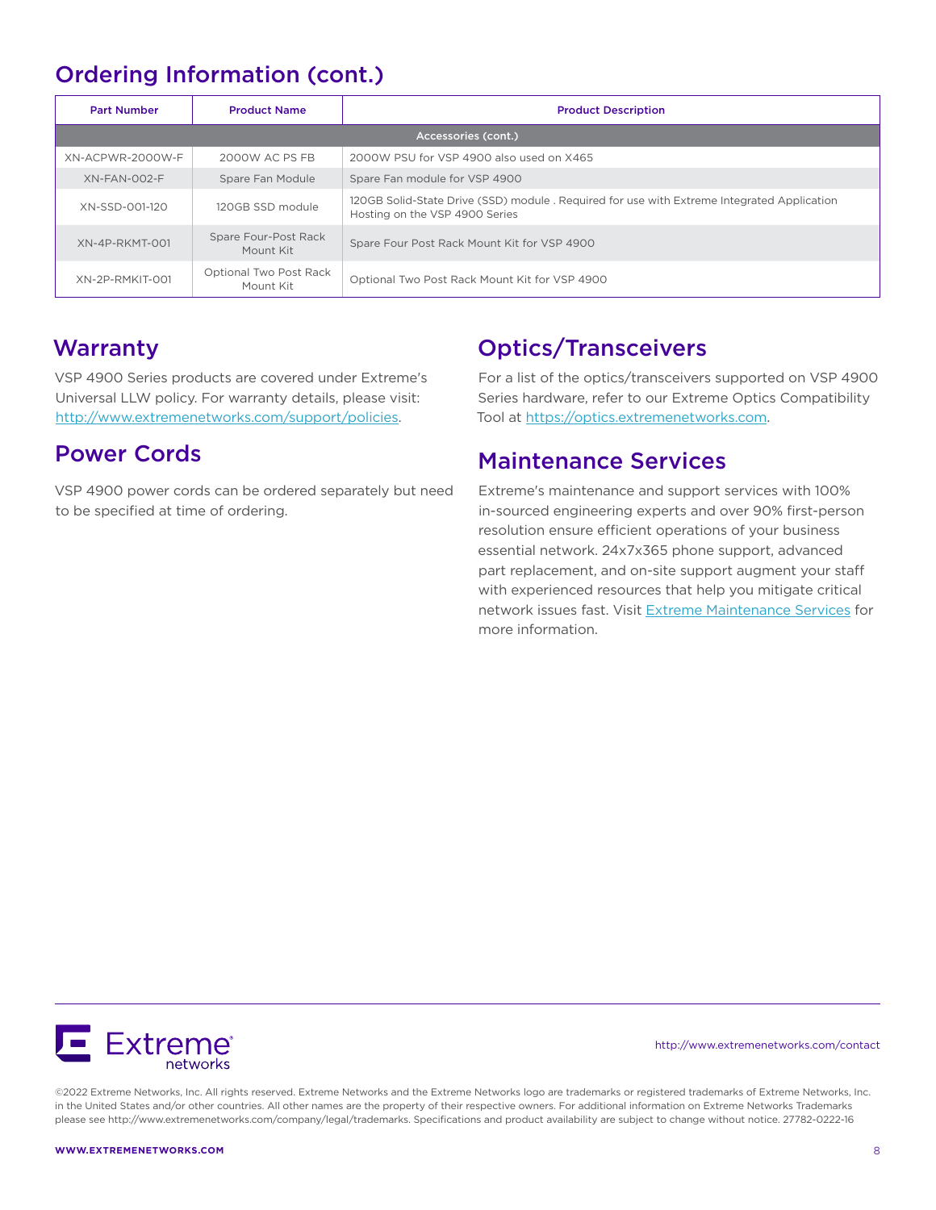## Ordering Information (cont.)

| Part Number | Product Name | Product Description |
|---|---|---|
| **Accessories (cont.)** | | |
| XN-ACPWR-2000W-F | 2000W AC PS FB | 2000W PSU for VSP 4900 also used on X465 |
| XN-FAN-002-F | Spare Fan Module | Spare Fan module for VSP 4900 |
| XN-SSD-001-120 | 120GB SSD module | 120GB Solid-State Drive (SSD) module . Required for use with Extreme Integrated Application Hosting on the VSP 4900 Series |
| XN-4P-RKMT-001 | Spare Four-Post Rack Mount Kit | Spare Four Post Rack Mount Kit for VSP 4900 |
| XN-2P-RMKIT-001 | Optional Two Post Rack Mount Kit | Optional Two Post Rack Mount Kit for VSP 4900 |

## Warranty

VSP 4900 Series products are covered under Extreme's Universal LLW policy. For warranty details, please visit: http://www.extremenetworks.com/support/policies.

## Power Cords

VSP 4900 power cords can be ordered separately but need to be specified at time of ordering.

## Optics/Transceivers

For a list of the optics/transceivers supported on VSP 4900 Series hardware, refer to our Extreme Optics Compatibility Tool at https://optics.extremenetworks.com.

## Maintenance Services

Extreme's maintenance and support services with 100% in-sourced engineering experts and over 90% first-person resolution ensure efficient operations of your business essential network. 24x7x365 phone support, advanced part replacement, and on-site support augment your staff with experienced resources that help you mitigate critical network issues fast. Visit Extreme Maintenance Services for more information.

http://www.extremenetworks.com/contact

©2022 Extreme Networks, Inc. All rights reserved. Extreme Networks and the Extreme Networks logo are trademarks or registered trademarks of Extreme Networks, Inc. in the United States and/or other countries. All other names are the property of their respective owners. For additional information on Extreme Networks Trademarks please see http://www.extremenetworks.com/company/legal/trademarks. Specifications and product availability are subject to change without notice. 27782-0222-16